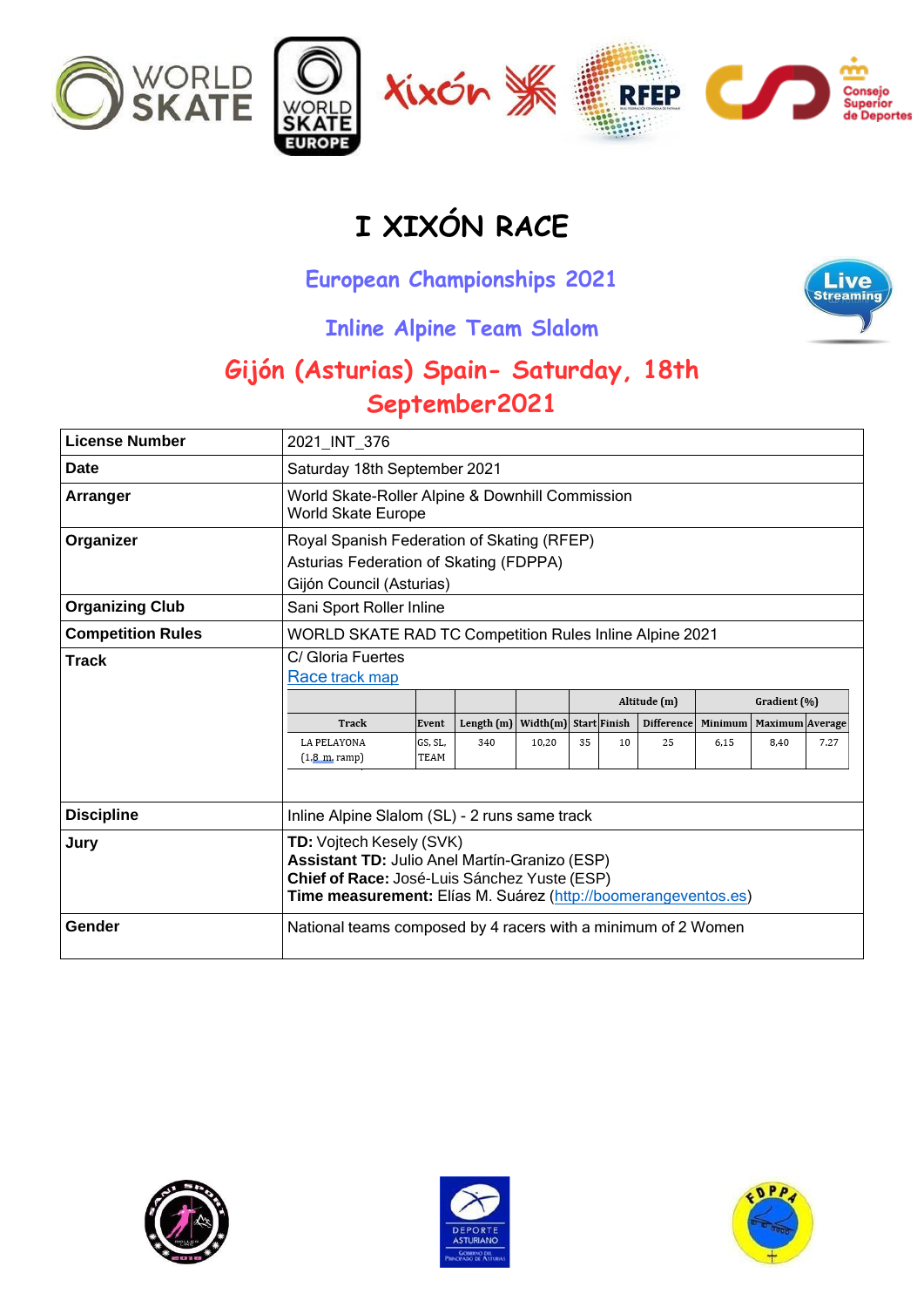# I XIXÓN RACE

## European Championships 2021

## Inline Alpine Team Slalom

## Gijón (Asturias) Spain- Saturday, 18th September2021

| | |
|---|---|
| **License Number** | 2021_INT_376 |
| **Date** | Saturday 18th September 2021 |
| **Arranger** | World Skate-Roller Alpine & Downhill Commission<br>World Skate Europe |
| **Organizer** | Royal Spanish Federation of Skating (RFEP)<br>Asturias Federation of Skating (FDPPA)<br>Gijón Council (Asturias) |
| **Organizing Club** | Sani Sport Roller Inline |
| **Competition Rules** | WORLD SKATE RAD TC Competition Rules Inline Alpine 2021 |
| **Track** | C/ Gloria Fuertes<br>Race track map |
| **Discipline** | Inline Alpine Slalom (SL) - 2 runs same track |
| **Jury** | **TD:** Vojtech Kesely (SVK)<br>**Assistant TD:** Julio Anel Martín-Granizo (ESP)<br>**Chief of Race:** José-Luis Sánchez Yuste (ESP)<br>**Time measurement:** Elías M. Suárez (http://boomerangeventos.es) |
| **Gender** | National teams composed by 4 racers with a minimum of 2 Women |

| | | | | Altitude (m) | | | Gradient (%) | | |
|---|---|---|---|---|---|---|---|---|---|
| Track | Event | Length (m) | Width(m) | Start | Finish | Difference | Minimum | Maximum | Average |
| LA PELAYONA (1,8 m. ramp) | GS, SL, TEAM | 340 | 10,20 | 35 | 10 | 25 | 6,15 | 8,40 | 7.27 |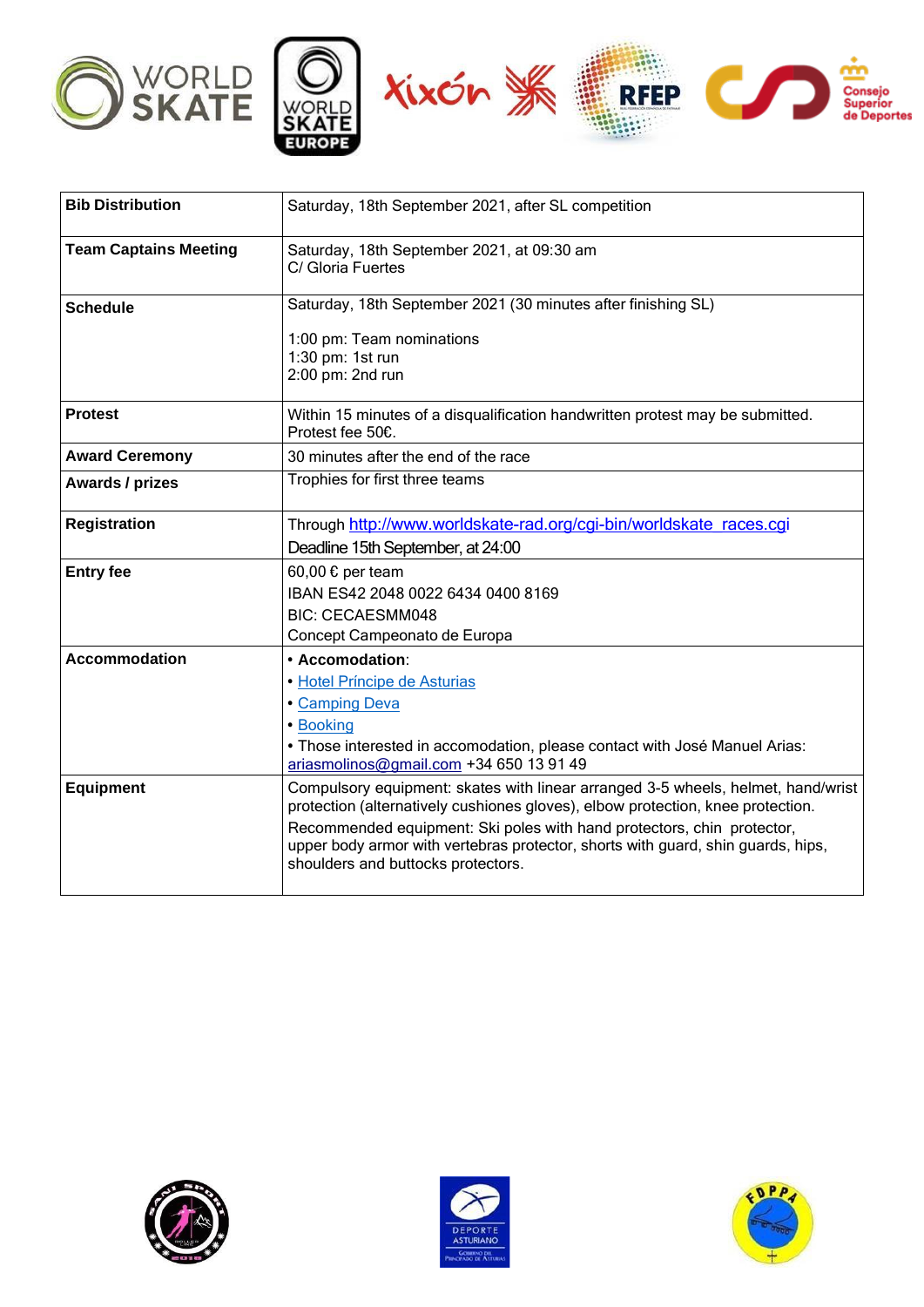| | |
|---|---|
| **Bib Distribution** | Saturday, 18th September 2021, after SL competition |
| **Team Captains Meeting** | Saturday, 18th September 2021, at 09:30 am<br>C/ Gloria Fuertes |
| **Schedule** | Saturday, 18th September 2021 (30 minutes after finishing SL)<br><br>1:00 pm: Team nominations<br>1:30 pm: 1st run<br>2:00 pm: 2nd run |
| **Protest** | Within 15 minutes of a disqualification handwritten protest may be submitted. Protest fee 50€. |
| **Award Ceremony** | 30 minutes after the end of the race |
| **Awards / prizes** | Trophies for first three teams |
| **Registration** | Through http://www.worldskate-rad.org/cgi-bin/worldskate_races.cgi<br>Deadline 15th September, at 24:00 |
| **Entry fee** | 60,00 € per team<br>IBAN ES42 2048 0022 6434 0400 8169<br>BIC: CECAESMM048<br>Concept Campeonato de Europa |
| **Accommodation** | • **Accomodation**:<br>• Hotel Príncipe de Asturias<br>• Camping Deva<br>• Booking<br>• Those interested in accomodation, please contact with José Manuel Arias: ariasmolinos@gmail.com +34 650 13 91 49 |
| **Equipment** | Compulsory equipment: skates with linear arranged 3-5 wheels, helmet, hand/wrist protection (alternatively cushiones gloves), elbow protection, knee protection.<br>Recommended equipment: Ski poles with hand protectors, chin protector, upper body armor with vertebras protector, shorts with guard, shin guards, hips, shoulders and buttocks protectors. |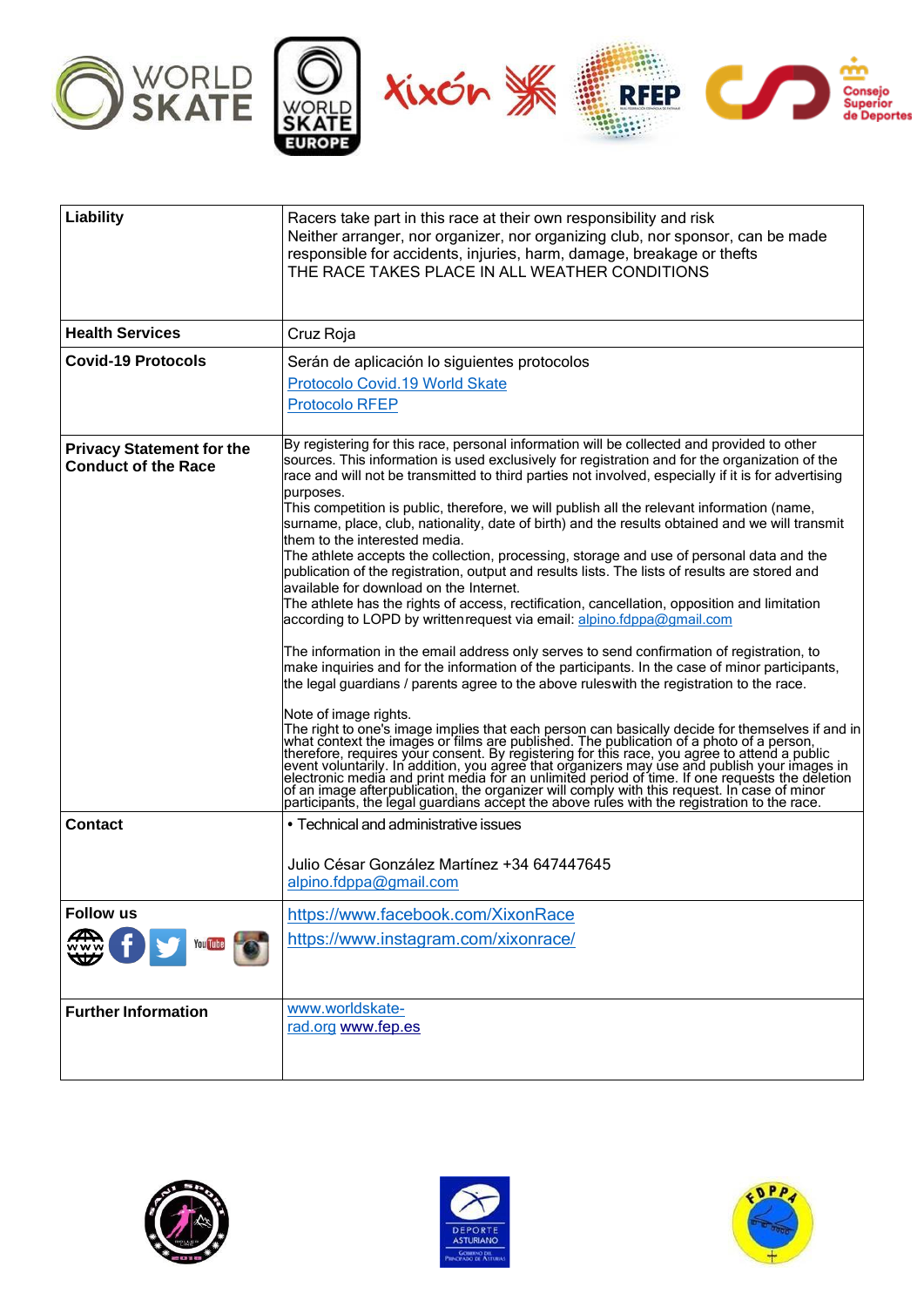| | |
|---|---|
| **Liability** | Racers take part in this race at their own responsibility and risk<br>Neither arranger, nor organizer, nor organizing club, nor sponsor, can be made responsible for accidents, injuries, harm, damage, breakage or thefts<br>THE RACE TAKES PLACE IN ALL WEATHER CONDITIONS |
| **Health Services** | Cruz Roja |
| **Covid-19 Protocols** | Serán de aplicación lo siguientes protocolos<br>Protocolo Covid.19 World Skate<br>Protocolo RFEP |
| **Privacy Statement for the Conduct of the Race** | By registering for this race, personal information will be collected and provided to other sources. This information is used exclusively for registration and for the organization of the race and will not be transmitted to third parties not involved, especially if it is for advertising purposes.<br>This competition is public, therefore, we will publish all the relevant information (name, surname, place, club, nationality, date of birth) and the results obtained and we will transmit them to the interested media.<br>The athlete accepts the collection, processing, storage and use of personal data and the publication of the registration, output and results lists. The lists of results are stored and available for download on the Internet.<br>The athlete has the rights of access, rectification, cancellation, opposition and limitation according to LOPD by written request via email: alpino.fdppa@gmail.com<br><br>The information in the email address only serves to send confirmation of registration, to make inquiries and for the information of the participants. In the case of minor participants, the legal guardians / parents agree to the above rules with the registration to the race.<br><br>Note of image rights.<br>The right to one's image implies that each person can basically decide for themselves if and in what context the images or films are published. The publication of a photo of a person, therefore, requires your consent. By registering for this race, you agree to attend a public event voluntarily. In addition, you agree that organizers may use and publish your images in electronic media and print media for an unlimited period of time. If one requests the deletion of an image after publication, the organizer will comply with this request. In case of minor participants, the legal guardians accept the above rules with the registration to the race. |
| **Contact** | • Technical and administrative issues<br><br>Julio César González Martínez +34 647447645<br>alpino.fdppa@gmail.com |
| **Follow us** | https://www.facebook.com/XixonRace<br>https://www.instagram.com/xixonrace/ |
| **Further Information** | www.worldskate-rad.org www.fep.es |